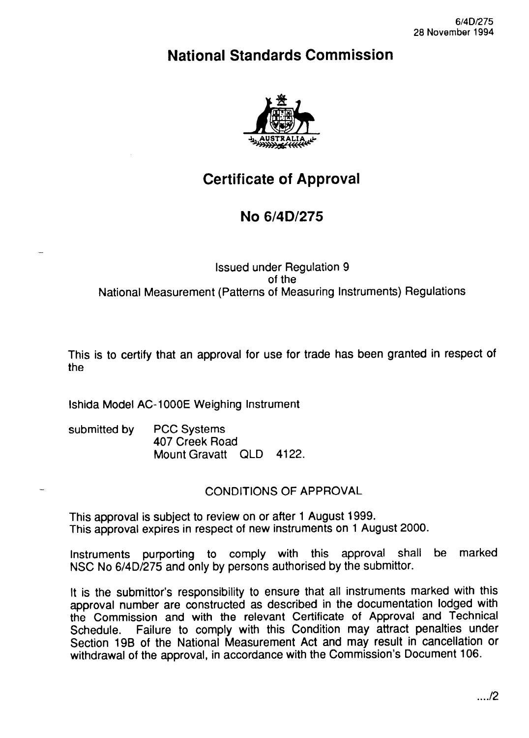6/4D/275
28 November 1994

# National Standards Commission

## Certificate of Approval

## No 6/4D/275

Issued under Regulation 9
of the
National Measurement (Patterns of Measuring Instruments) Regulations

This is to certify that an approval for use for trade has been granted in respect of the

Ishida Model AC-1000E Weighing Instrument

submitted by PCC Systems
407 Creek Road
Mount Gravatt QLD 4122.

CONDITIONS OF APPROVAL

This approval is subject to review on or after 1 August 1999.
This approval expires in respect of new instruments on 1 August 2000.

Instruments purporting to comply with this approval shall be marked NSC No 6/4D/275 and only by persons authorised by the submittor.

It is the submittor's responsibility to ensure that all instruments marked with this approval number are constructed as described in the documentation lodged with the Commission and with the relevant Certificate of Approval and Technical Schedule. Failure to comply with this Condition may attract penalties under Section 19B of the National Measurement Act and may result in cancellation or withdrawal of the approval, in accordance with the Commission's Document 106.

..../2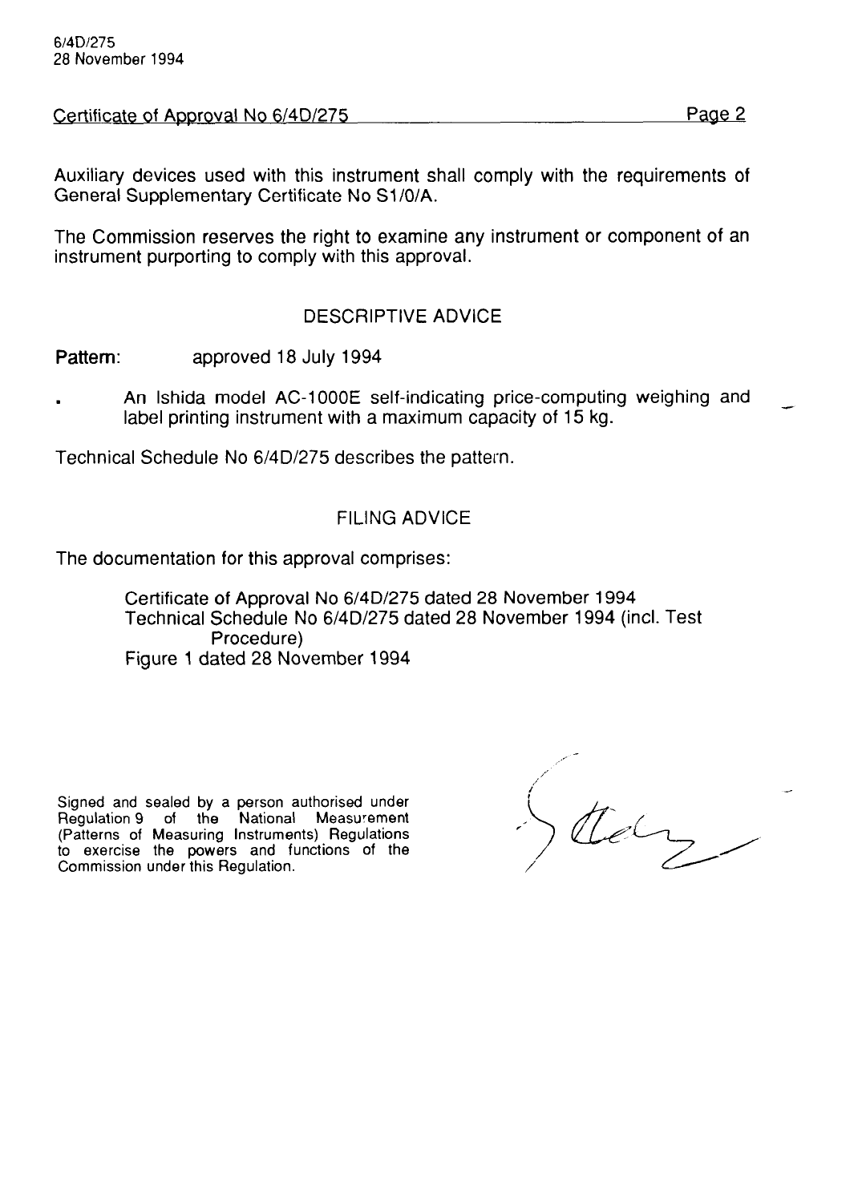Certificate of Approval No 6/4D/275

Auxiliary devices used with this instrument shall comply with the requirements of General Supplementary Certificate No S1/0/A.

The Commission reserves the right to examine any instrument or component of an instrument purporting to comply with this approval.

## DESCRIPTIVE ADVICE

**Pattern:** approved 18 July 1994

- An Ishida model AC-1000E self-indicating price-computing weighing and label printing instrument with a maximum capacity of 15 kg.

Technical Schedule No 6/4D/275 describes the pattern.

## FILING ADVICE

The documentation for this approval comprises:

Certificate of Approval No 6/4D/275 dated 28 November 1994
Technical Schedule No 6/4D/275 dated 28 November 1994 (incl. Test Procedure)
Figure 1 dated 28 November 1994

Signed and sealed by a person authorised under Regulation 9 of the National Measurement (Patterns of Measuring Instruments) Regulations to exercise the powers and functions of the Commission under this Regulation.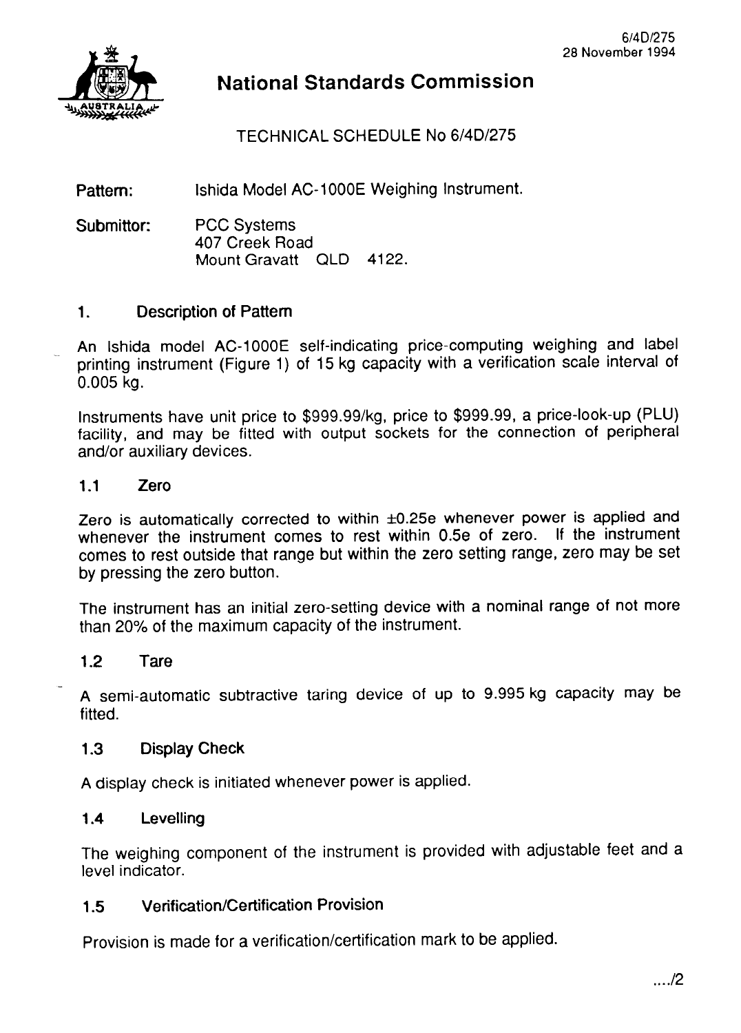# National Standards Commission

TECHNICAL SCHEDULE No 6/4D/275

**Pattern:** Ishida Model AC-1000E Weighing Instrument.

**Submittor:** PCC Systems
407 Creek Road
Mount Gravatt QLD 4122.

## 1. Description of Pattern

An Ishida model AC-1000E self-indicating price-computing weighing and label printing instrument (Figure 1) of 15 kg capacity with a verification scale interval of 0.005 kg.

Instruments have unit price to $999.99/kg, price to $999.99, a price-look-up (PLU) facility, and may be fitted with output sockets for the connection of peripheral and/or auxiliary devices.

### 1.1 Zero

Zero is automatically corrected to within ±0.25e whenever power is applied and whenever the instrument comes to rest within 0.5e of zero. If the instrument comes to rest outside that range but within the zero setting range, zero may be set by pressing the zero button.

The instrument has an initial zero-setting device with a nominal range of not more than 20% of the maximum capacity of the instrument.

### 1.2 Tare

A semi-automatic subtractive taring device of up to 9.995 kg capacity may be fitted.

### 1.3 Display Check

A display check is initiated whenever power is applied.

### 1.4 Levelling

The weighing component of the instrument is provided with adjustable feet and a level indicator.

### 1.5 Verification/Certification Provision

Provision is made for a verification/certification mark to be applied.

..../2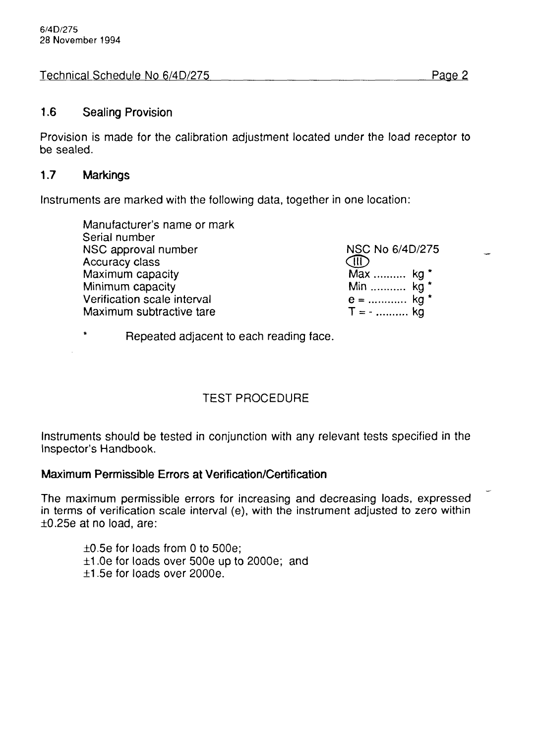Technical Schedule No 6/4D/275

### 1.6 Sealing Provision

Provision is made for the calibration adjustment located under the load receptor to be sealed.

### 1.7 Markings

Instruments are marked with the following data, together in one location:

| | |
|---|---|
| Manufacturer's name or mark | |
| Serial number | |
| NSC approval number | NSC No 6/4D/275 |
| Accuracy class | (III) |
| Maximum capacity | Max .......... kg * |
| Minimum capacity | Min ........... kg * |
| Verification scale interval | e = ............ kg * |
| Maximum subtractive tare | T = - .......... kg |

\* Repeated adjacent to each reading face.

## TEST PROCEDURE

Instruments should be tested in conjunction with any relevant tests specified in the Inspector's Handbook.

### Maximum Permissible Errors at Verification/Certification

The maximum permissible errors for increasing and decreasing loads, expressed in terms of verification scale interval (e), with the instrument adjusted to zero within ±0.25e at no load, are:

- ±0.5e for loads from 0 to 500e;
- ±1.0e for loads over 500e up to 2000e; and
- ±1.5e for loads over 2000e.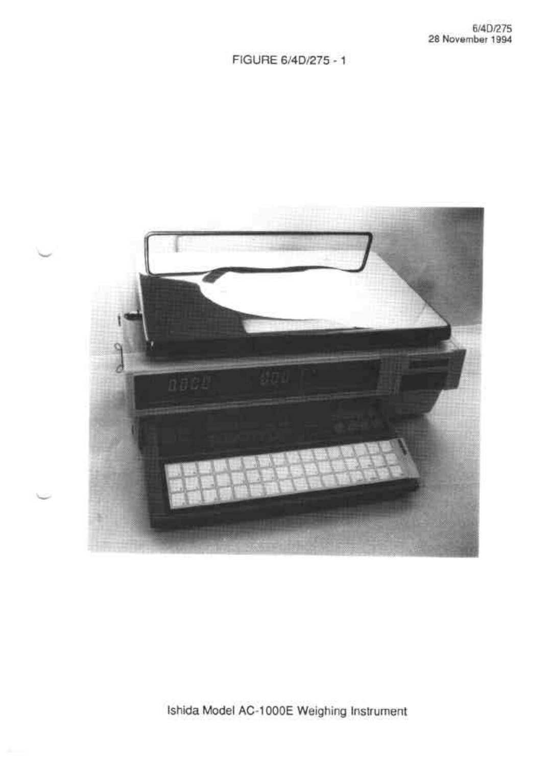FIGURE 6/4D/275 - 1

Ishida Model AC-1000E Weighing Instrument